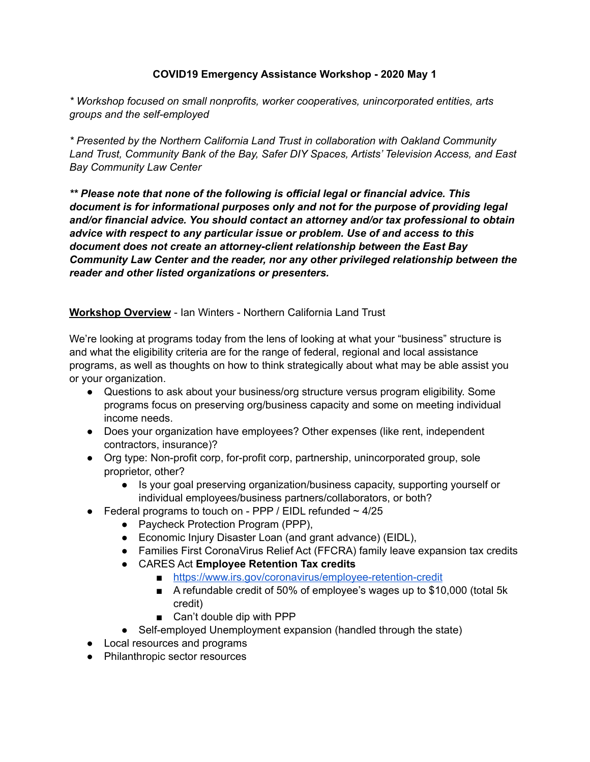# COVID19 Emergency Assistance Workshop - 2020 May 1

*\* Workshop focused on small nonprofits, worker cooperatives, unincorporated entities, arts groups and the self-employed*

*\* Presented by the Northern California Land Trust in collaboration with Oakland Community Land Trust, Community Bank of the Bay, Safer DIY Spaces, Artists' Television Access, and East Bay Community Law Center*

***\*\* Please note that none of the following is official legal or financial advice. This document is for informational purposes only and not for the purpose of providing legal and/or financial advice. You should contact an attorney and/or tax professional to obtain advice with respect to any particular issue or problem. Use of and access to this document does not create an attorney-client relationship between the East Bay Community Law Center and the reader, nor any other privileged relationship between the reader and other listed organizations or presenters.***

**<u>Workshop Overview</u>** - Ian Winters - Northern California Land Trust

We're looking at programs today from the lens of looking at what your "business" structure is and what the eligibility criteria are for the range of federal, regional and local assistance programs, as well as thoughts on how to think strategically about what may be able assist you or your organization.

- Questions to ask about your business/org structure versus program eligibility. Some programs focus on preserving org/business capacity and some on meeting individual income needs.
- Does your organization have employees? Other expenses (like rent, independent contractors, insurance)?
- Org type: Non-profit corp, for-profit corp, partnership, unincorporated group, sole proprietor, other?
  - Is your goal preserving organization/business capacity, supporting yourself or individual employees/business partners/collaborators, or both?
- Federal programs to touch on - PPP / EIDL refunded ~ 4/25
  - Paycheck Protection Program (PPP),
  - Economic Injury Disaster Loan (and grant advance) (EIDL),
  - Families First CoronaVirus Relief Act (FFCRA) family leave expansion tax credits
  - CARES Act **Employee Retention Tax credits**
    - [https://www.irs.gov/coronavirus/employee-retention-credit](https://www.irs.gov/coronavirus/employee-retention-credit)
    - A refundable credit of 50% of employee's wages up to $10,000 (total 5k credit)
    - Can't double dip with PPP
  - Self-employed Unemployment expansion (handled through the state)
- Local resources and programs
- Philanthropic sector resources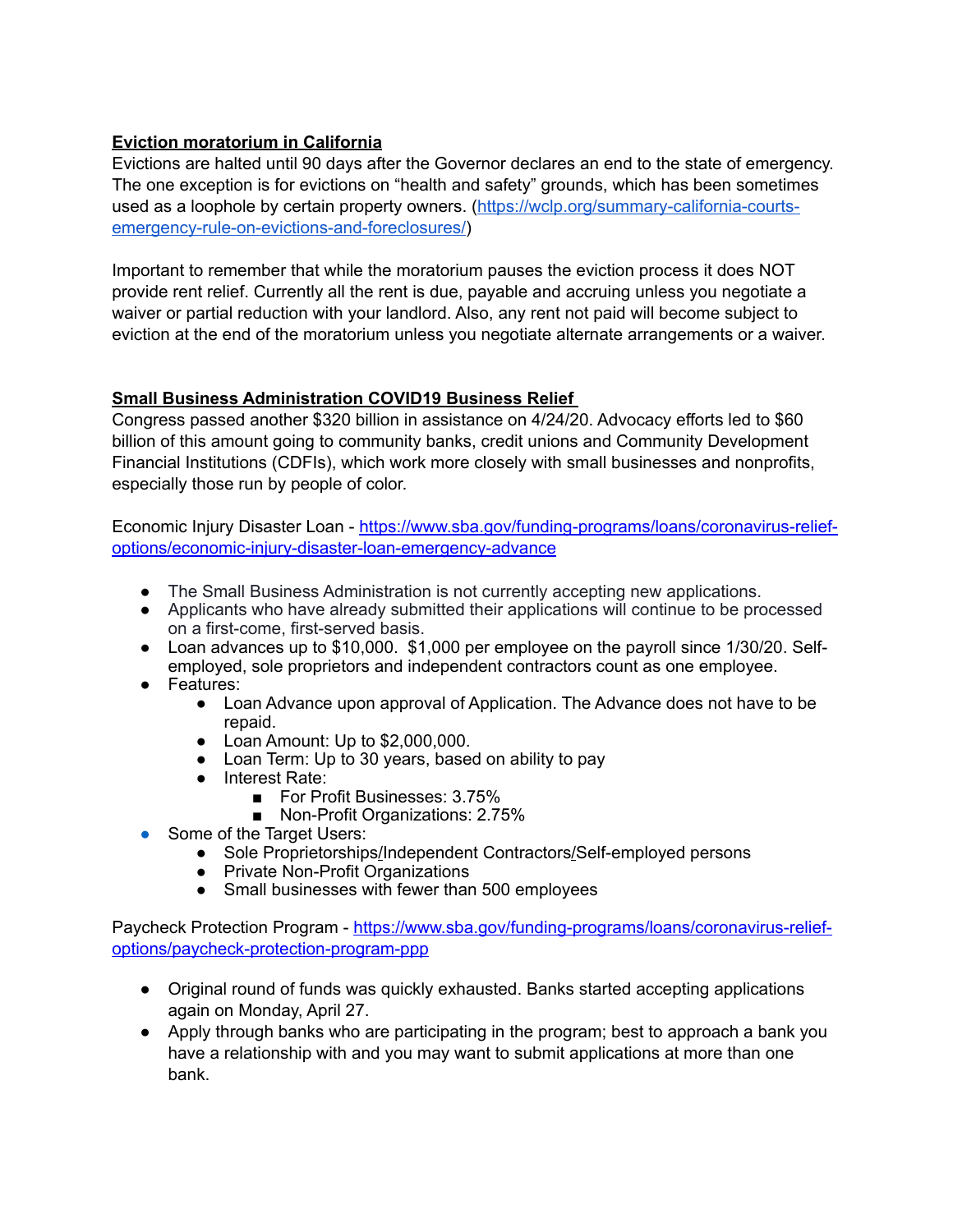**Eviction moratorium in California**

Evictions are halted until 90 days after the Governor declares an end to the state of emergency. The one exception is for evictions on "health and safety" grounds, which has been sometimes used as a loophole by certain property owners. ([https://wclp.org/summary-california-courts-emergency-rule-on-evictions-and-foreclosures/](https://wclp.org/summary-california-courts-emergency-rule-on-evictions-and-foreclosures/))

Important to remember that while the moratorium pauses the eviction process it does NOT provide rent relief. Currently all the rent is due, payable and accruing unless you negotiate a waiver or partial reduction with your landlord. Also, any rent not paid will become subject to eviction at the end of the moratorium unless you negotiate alternate arrangements or a waiver.

**Small Business Administration COVID19 Business Relief**

Congress passed another $320 billion in assistance on 4/24/20. Advocacy efforts led to $60 billion of this amount going to community banks, credit unions and Community Development Financial Institutions (CDFIs), which work more closely with small businesses and nonprofits, especially those run by people of color.

Economic Injury Disaster Loan - [https://www.sba.gov/funding-programs/loans/coronavirus-relief-options/economic-injury-disaster-loan-emergency-advance](https://www.sba.gov/funding-programs/loans/coronavirus-relief-options/economic-injury-disaster-loan-emergency-advance)

- The Small Business Administration is not currently accepting new applications.
- Applicants who have already submitted their applications will continue to be processed on a first-come, first-served basis.
- Loan advances up to $10,000. $1,000 per employee on the payroll since 1/30/20. Self-employed, sole proprietors and independent contractors count as one employee.
- Features:
  - Loan Advance upon approval of Application. The Advance does not have to be repaid.
  - Loan Amount: Up to $2,000,000.
  - Loan Term: Up to 30 years, based on ability to pay
  - Interest Rate:
    - For Profit Businesses: 3.75%
    - Non-Profit Organizations: 2.75%
- Some of the Target Users:
  - Sole Proprietorships/Independent Contractors/Self-employed persons
  - Private Non-Profit Organizations
  - Small businesses with fewer than 500 employees

Paycheck Protection Program - [https://www.sba.gov/funding-programs/loans/coronavirus-relief-options/paycheck-protection-program-ppp](https://www.sba.gov/funding-programs/loans/coronavirus-relief-options/paycheck-protection-program-ppp)

- Original round of funds was quickly exhausted. Banks started accepting applications again on Monday, April 27.
- Apply through banks who are participating in the program; best to approach a bank you have a relationship with and you may want to submit applications at more than one bank.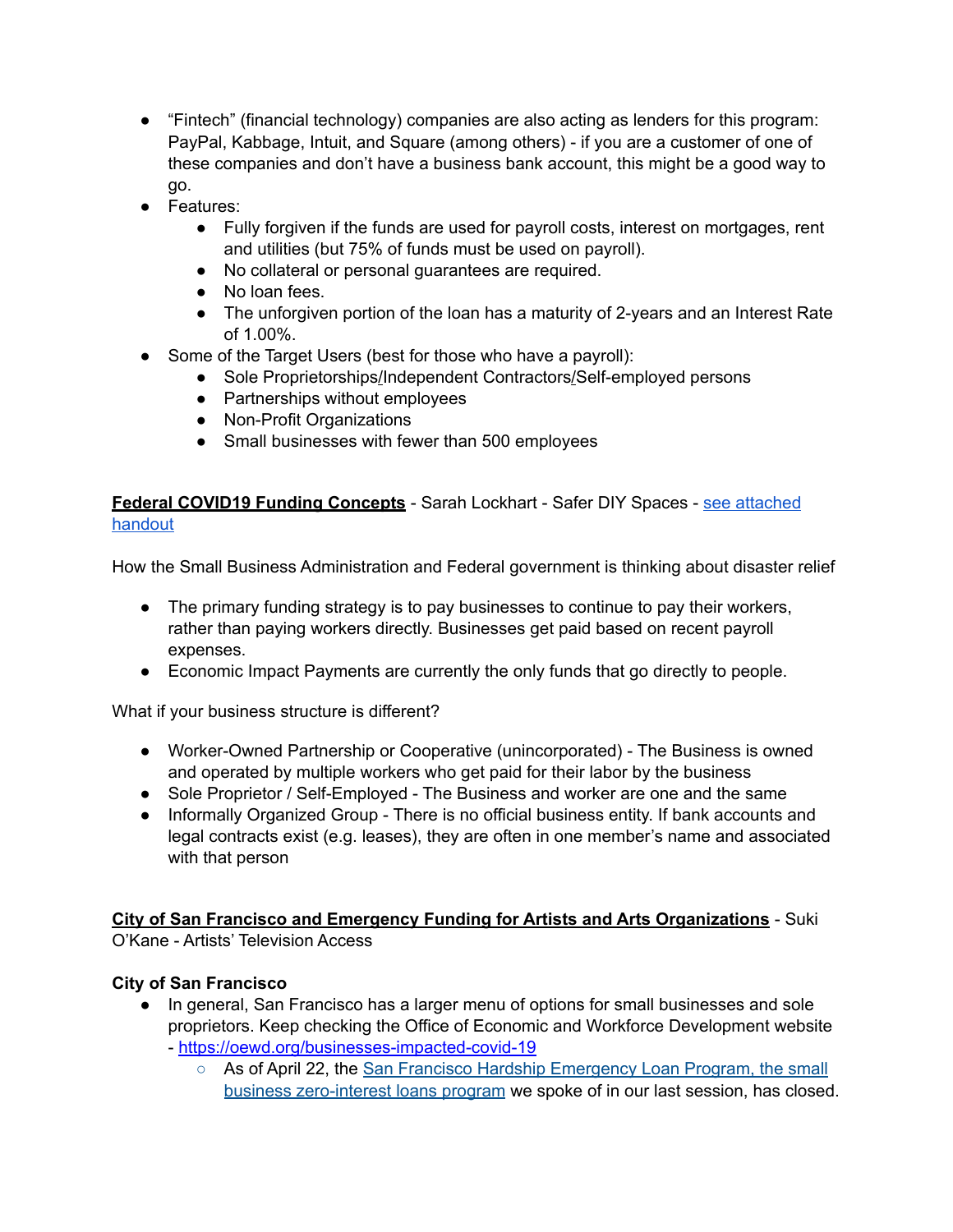- "Fintech" (financial technology) companies are also acting as lenders for this program: PayPal, Kabbage, Intuit, and Square (among others) - if you are a customer of one of these companies and don't have a business bank account, this might be a good way to go.
- Features:
  - Fully forgiven if the funds are used for payroll costs, interest on mortgages, rent and utilities (but 75% of funds must be used on payroll).
  - No collateral or personal guarantees are required.
  - No loan fees.
  - The unforgiven portion of the loan has a maturity of 2-years and an Interest Rate of 1.00%.
- Some of the Target Users (best for those who have a payroll):
  - Sole Proprietorships/Independent Contractors/Self-employed persons
  - Partnerships without employees
  - Non-Profit Organizations
  - Small businesses with fewer than 500 employees

**Federal COVID19 Funding Concepts** - Sarah Lockhart - Safer DIY Spaces - [see attached handout]

How the Small Business Administration and Federal government is thinking about disaster relief

- The primary funding strategy is to pay businesses to continue to pay their workers, rather than paying workers directly. Businesses get paid based on recent payroll expenses.
- Economic Impact Payments are currently the only funds that go directly to people.

What if your business structure is different?

- Worker-Owned Partnership or Cooperative (unincorporated) - The Business is owned and operated by multiple workers who get paid for their labor by the business
- Sole Proprietor / Self-Employed - The Business and worker are one and the same
- Informally Organized Group - There is no official business entity. If bank accounts and legal contracts exist (e.g. leases), they are often in one member's name and associated with that person

**City of San Francisco and Emergency Funding for Artists and Arts Organizations** - Suki O'Kane - Artists' Television Access

**City of San Francisco**

- In general, San Francisco has a larger menu of options for small businesses and sole proprietors. Keep checking the Office of Economic and Workforce Development website - https://oewd.org/businesses-impacted-covid-19
  - As of April 22, the [San Francisco Hardship Emergency Loan Program, the small business zero-interest loans program] we spoke of in our last session, has closed.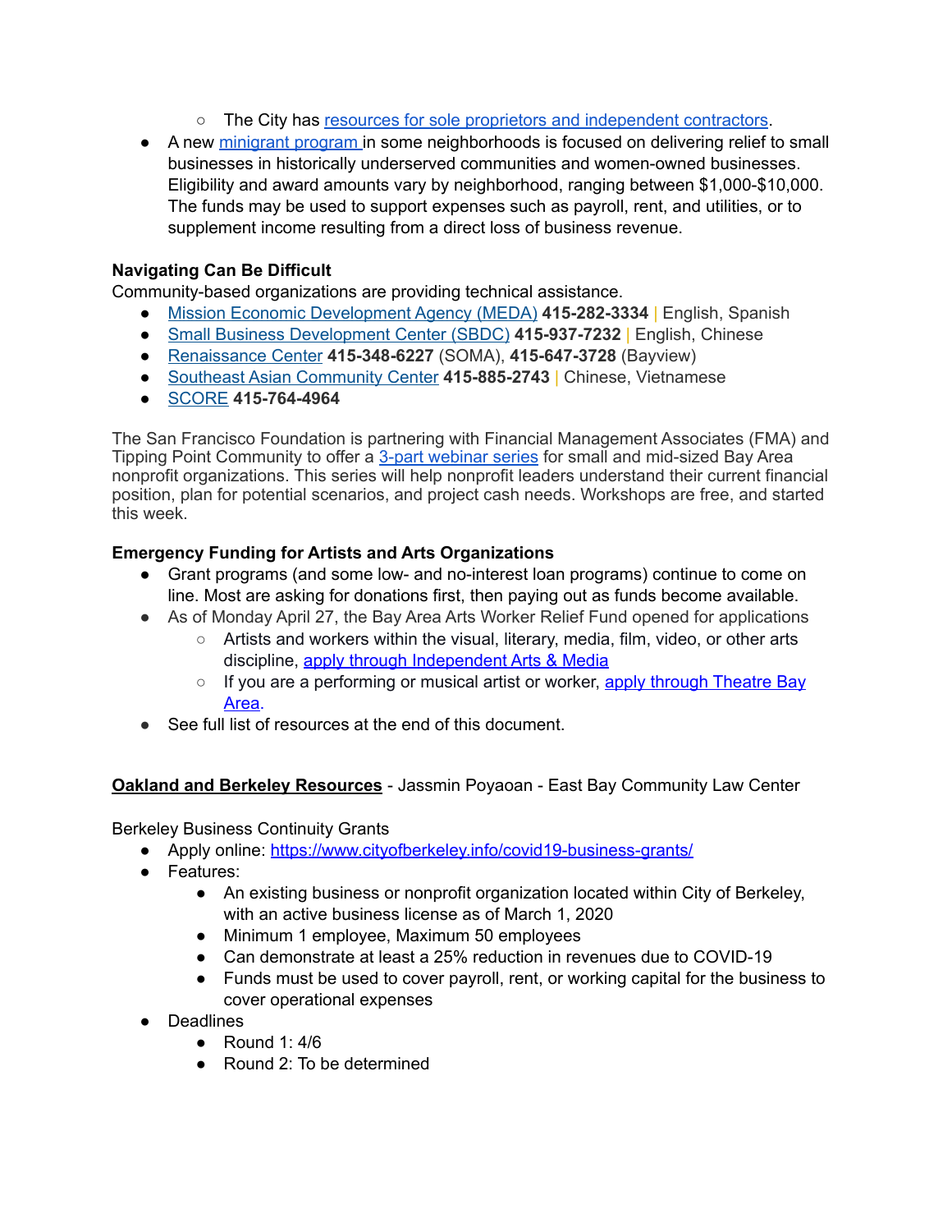- The City has [resources for sole proprietors and independent contractors](#).
- A new [minigrant program](#) in some neighborhoods is focused on delivering relief to small businesses in historically underserved communities and women-owned businesses. Eligibility and award amounts vary by neighborhood, ranging between $1,000-$10,000. The funds may be used to support expenses such as payroll, rent, and utilities, or to supplement income resulting from a direct loss of business revenue.

**Navigating Can Be Difficult**
Community-based organizations are providing technical assistance.

- [Mission Economic Development Agency (MEDA)](#) **415-282-3334** | English, Spanish
- [Small Business Development Center (SBDC)](#) **415-937-7232** | English, Chinese
- [Renaissance Center](#) **415-348-6227** (SOMA), **415-647-3728** (Bayview)
- [Southeast Asian Community Center](#) **415-885-2743** | Chinese, Vietnamese
- [SCORE](#) **415-764-4964**

The San Francisco Foundation is partnering with Financial Management Associates (FMA) and Tipping Point Community to offer a [3-part webinar series](#) for small and mid-sized Bay Area nonprofit organizations. This series will help nonprofit leaders understand their current financial position, plan for potential scenarios, and project cash needs. Workshops are free, and started this week.

**Emergency Funding for Artists and Arts Organizations**

- Grant programs (and some low- and no-interest loan programs) continue to come on line. Most are asking for donations first, then paying out as funds become available.
- As of Monday April 27, the Bay Area Arts Worker Relief Fund opened for applications
    - Artists and workers within the visual, literary, media, film, video, or other arts discipline, [apply through Independent Arts & Media](#)
    - If you are a performing or musical artist or worker, [apply through Theatre Bay Area](#).
- See full list of resources at the end of this document.

**[Oakland and Berkeley Resources](#)** - Jassmin Poyaoan - East Bay Community Law Center

Berkeley Business Continuity Grants

- Apply online: https://www.cityofberkeley.info/covid19-business-grants/
- Features:
    - An existing business or nonprofit organization located within City of Berkeley, with an active business license as of March 1, 2020
    - Minimum 1 employee, Maximum 50 employees
    - Can demonstrate at least a 25% reduction in revenues due to COVID-19
    - Funds must be used to cover payroll, rent, or working capital for the business to cover operational expenses
- Deadlines
    - Round 1: 4/6
    - Round 2: To be determined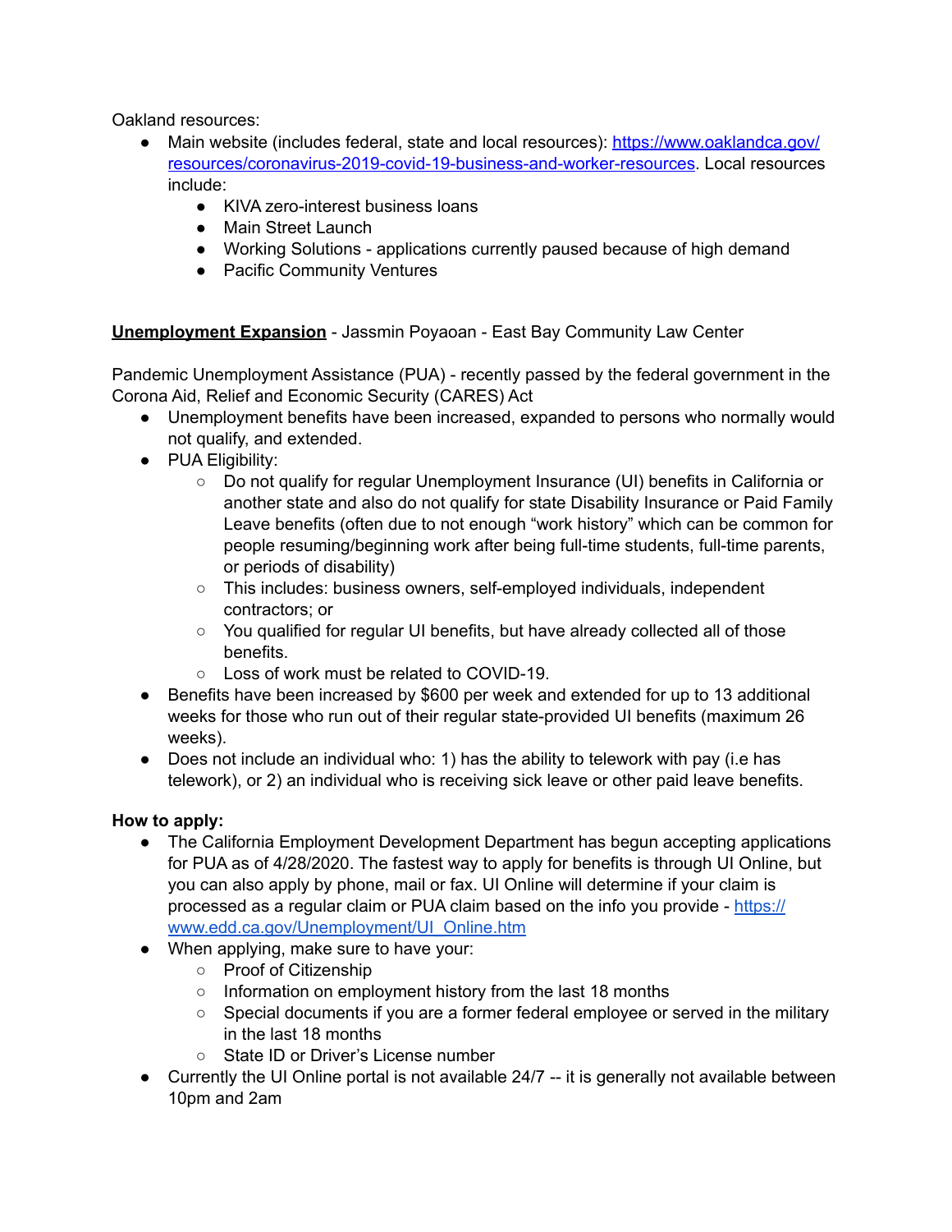Oakland resources:

- Main website (includes federal, state and local resources): [https://www.oaklandca.gov/resources/coronavirus-2019-covid-19-business-and-worker-resources](https://www.oaklandca.gov/resources/coronavirus-2019-covid-19-business-and-worker-resources). Local resources include:
  - KIVA zero-interest business loans
  - Main Street Launch
  - Working Solutions - applications currently paused because of high demand
  - Pacific Community Ventures

**Unemployment Expansion** - Jassmin Poyaoan - East Bay Community Law Center

Pandemic Unemployment Assistance (PUA) - recently passed by the federal government in the Corona Aid, Relief and Economic Security (CARES) Act

- Unemployment benefits have been increased, expanded to persons who normally would not qualify, and extended.
- PUA Eligibility:
  - Do not qualify for regular Unemployment Insurance (UI) benefits in California or another state and also do not qualify for state Disability Insurance or Paid Family Leave benefits (often due to not enough "work history" which can be common for people resuming/beginning work after being full-time students, full-time parents, or periods of disability)
  - This includes: business owners, self-employed individuals, independent contractors; or
  - You qualified for regular UI benefits, but have already collected all of those benefits.
  - Loss of work must be related to COVID-19.
- Benefits have been increased by $600 per week and extended for up to 13 additional weeks for those who run out of their regular state-provided UI benefits (maximum 26 weeks).
- Does not include an individual who: 1) has the ability to telework with pay (i.e has telework), or 2) an individual who is receiving sick leave or other paid leave benefits.

**How to apply:**

- The California Employment Development Department has begun accepting applications for PUA as of 4/28/2020. The fastest way to apply for benefits is through UI Online, but you can also apply by phone, mail or fax. UI Online will determine if your claim is processed as a regular claim or PUA claim based on the info you provide - [https://www.edd.ca.gov/Unemployment/UI_Online.htm](https://www.edd.ca.gov/Unemployment/UI_Online.htm)
- When applying, make sure to have your:
  - Proof of Citizenship
  - Information on employment history from the last 18 months
  - Special documents if you are a former federal employee or served in the military in the last 18 months
  - State ID or Driver's License number
- Currently the UI Online portal is not available 24/7 -- it is generally not available between 10pm and 2am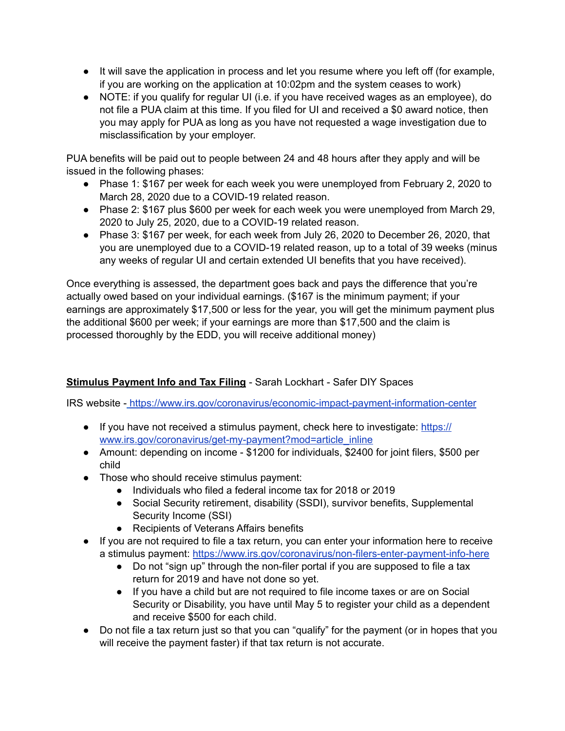- It will save the application in process and let you resume where you left off (for example, if you are working on the application at 10:02pm and the system ceases to work)
- NOTE: if you qualify for regular UI (i.e. if you have received wages as an employee), do not file a PUA claim at this time. If you filed for UI and received a $0 award notice, then you may apply for PUA as long as you have not requested a wage investigation due to misclassification by your employer.

PUA benefits will be paid out to people between 24 and 48 hours after they apply and will be issued in the following phases:

- Phase 1: $167 per week for each week you were unemployed from February 2, 2020 to March 28, 2020 due to a COVID-19 related reason.
- Phase 2: $167 plus $600 per week for each week you were unemployed from March 29, 2020 to July 25, 2020, due to a COVID-19 related reason.
- Phase 3: $167 per week, for each week from July 26, 2020 to December 26, 2020, that you are unemployed due to a COVID-19 related reason, up to a total of 39 weeks (minus any weeks of regular UI and certain extended UI benefits that you have received).

Once everything is assessed, the department goes back and pays the difference that you're actually owed based on your individual earnings. ($167 is the minimum payment; if your earnings are approximately $17,500 or less for the year, you will get the minimum payment plus the additional $600 per week; if your earnings are more than $17,500 and the claim is processed thoroughly by the EDD, you will receive additional money)

**Stimulus Payment Info and Tax Filing** - Sarah Lockhart - Safer DIY Spaces

IRS website - https://www.irs.gov/coronavirus/economic-impact-payment-information-center

- If you have not received a stimulus payment, check here to investigate: https://www.irs.gov/coronavirus/get-my-payment?mod=article_inline
- Amount: depending on income - $1200 for individuals, $2400 for joint filers, $500 per child
- Those who should receive stimulus payment:
  - Individuals who filed a federal income tax for 2018 or 2019
  - Social Security retirement, disability (SSDI), survivor benefits, Supplemental Security Income (SSI)
  - Recipients of Veterans Affairs benefits
- If you are not required to file a tax return, you can enter your information here to receive a stimulus payment: https://www.irs.gov/coronavirus/non-filers-enter-payment-info-here
  - Do not "sign up" through the non-filer portal if you are supposed to file a tax return for 2019 and have not done so yet.
  - If you have a child but are not required to file income taxes or are on Social Security or Disability, you have until May 5 to register your child as a dependent and receive $500 for each child.
- Do not file a tax return just so that you can "qualify" for the payment (or in hopes that you will receive the payment faster) if that tax return is not accurate.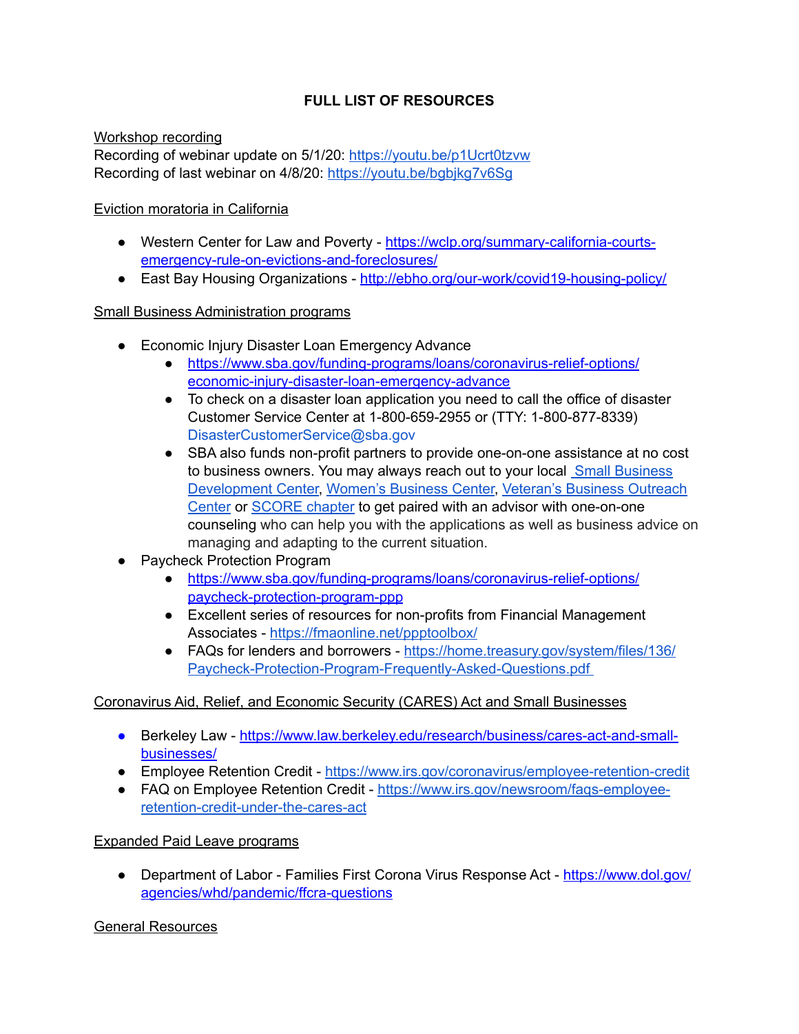# FULL LIST OF RESOURCES

Workshop recording

Recording of webinar update on 5/1/20: https://youtu.be/p1Ucrt0tzvw
Recording of last webinar on 4/8/20: https://youtu.be/bgbjkg7v6Sg

Eviction moratoria in California

- Western Center for Law and Poverty - https://wclp.org/summary-california-courts-emergency-rule-on-evictions-and-foreclosures/
- East Bay Housing Organizations - http://ebho.org/our-work/covid19-housing-policy/

Small Business Administration programs

- Economic Injury Disaster Loan Emergency Advance
  - https://www.sba.gov/funding-programs/loans/coronavirus-relief-options/economic-injury-disaster-loan-emergency-advance
  - To check on a disaster loan application you need to call the office of disaster Customer Service Center at 1-800-659-2955 or (TTY: 1-800-877-8339) DisasterCustomerService@sba.gov
  - SBA also funds non-profit partners to provide one-on-one assistance at no cost to business owners. You may always reach out to your local Small Business Development Center, Women's Business Center, Veteran's Business Outreach Center or SCORE chapter to get paired with an advisor with one-on-one counseling who can help you with the applications as well as business advice on managing and adapting to the current situation.
- Paycheck Protection Program
  - https://www.sba.gov/funding-programs/loans/coronavirus-relief-options/paycheck-protection-program-ppp
  - Excellent series of resources for non-profits from Financial Management Associates - https://fmaonline.net/ppptoolbox/
  - FAQs for lenders and borrowers - https://home.treasury.gov/system/files/136/Paycheck-Protection-Program-Frequently-Asked-Questions.pdf

Coronavirus Aid, Relief, and Economic Security (CARES) Act and Small Businesses

- Berkeley Law - https://www.law.berkeley.edu/research/business/cares-act-and-small-businesses/
- Employee Retention Credit - https://www.irs.gov/coronavirus/employee-retention-credit
- FAQ on Employee Retention Credit - https://www.irs.gov/newsroom/faqs-employee-retention-credit-under-the-cares-act

Expanded Paid Leave programs

- Department of Labor - Families First Corona Virus Response Act - https://www.dol.gov/agencies/whd/pandemic/ffcra-questions

General Resources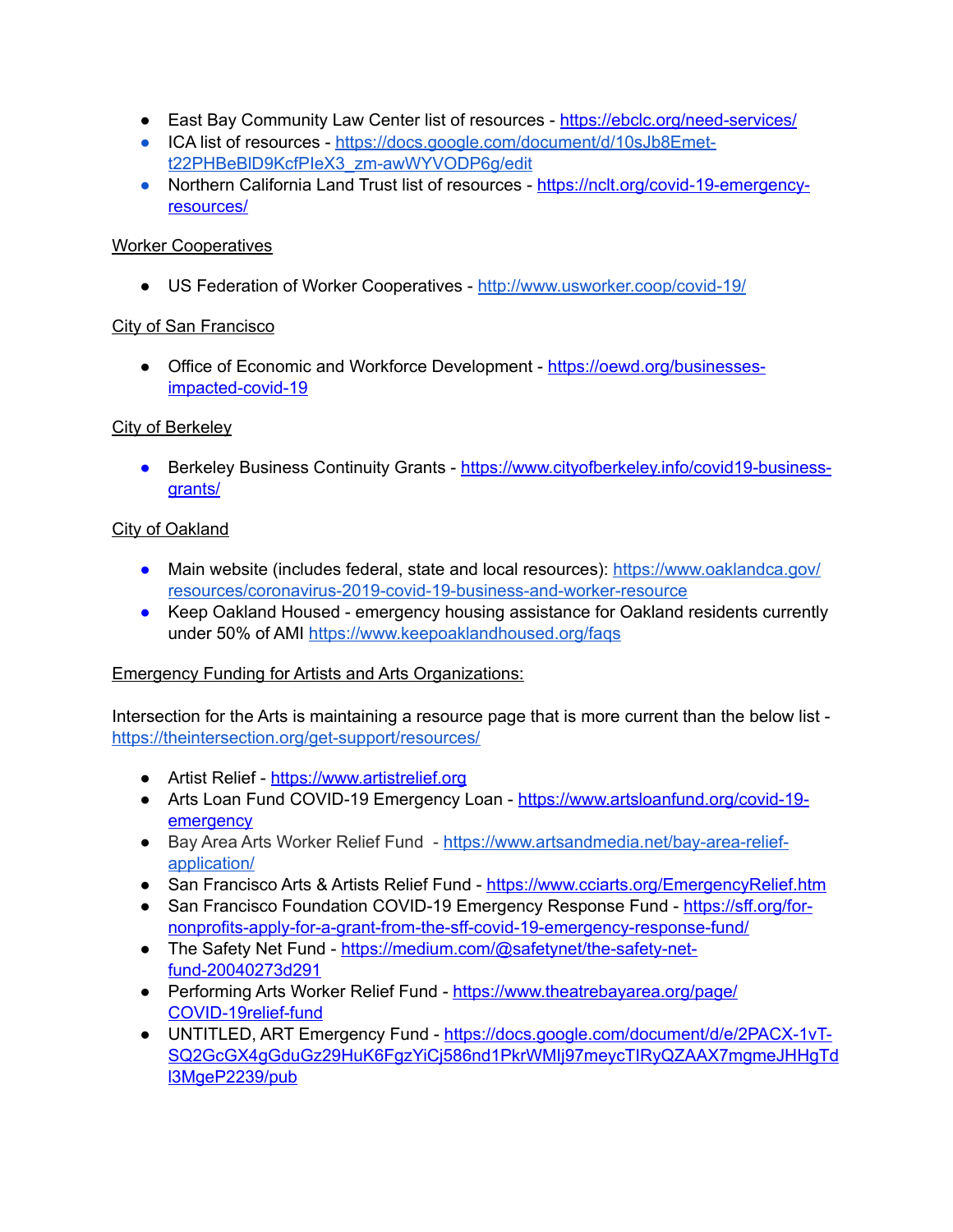- East Bay Community Law Center list of resources - [https://ebclc.org/need-services/](https://ebclc.org/need-services/)
- ICA list of resources - [https://docs.google.com/document/d/10sJb8Emet-t22PHBeBlD9KcfPIeX3_zm-awWYVODP6g/edit](https://docs.google.com/document/d/10sJb8Emet-t22PHBeBlD9KcfPIeX3_zm-awWYVODP6g/edit)
- Northern California Land Trust list of resources - [https://nclt.org/covid-19-emergency-resources/](https://nclt.org/covid-19-emergency-resources/)

Worker Cooperatives

- US Federation of Worker Cooperatives - [http://www.usworker.coop/covid-19/](http://www.usworker.coop/covid-19/)

City of San Francisco

- Office of Economic and Workforce Development - [https://oewd.org/businesses-impacted-covid-19](https://oewd.org/businesses-impacted-covid-19)

City of Berkeley

- Berkeley Business Continuity Grants - [https://www.cityofberkeley.info/covid19-business-grants/](https://www.cityofberkeley.info/covid19-business-grants/)

City of Oakland

- Main website (includes federal, state and local resources): [https://www.oaklandca.gov/resources/coronavirus-2019-covid-19-business-and-worker-resource](https://www.oaklandca.gov/resources/coronavirus-2019-covid-19-business-and-worker-resource)
- Keep Oakland Housed - emergency housing assistance for Oakland residents currently under 50% of AMI [https://www.keepoaklandhoused.org/faqs](https://www.keepoaklandhoused.org/faqs)

Emergency Funding for Artists and Arts Organizations:

Intersection for the Arts is maintaining a resource page that is more current than the below list - [https://theintersection.org/get-support/resources/](https://theintersection.org/get-support/resources/)

- Artist Relief - [https://www.artistrelief.org](https://www.artistrelief.org)
- Arts Loan Fund COVID-19 Emergency Loan - [https://www.artsloanfund.org/covid-19-emergency](https://www.artsloanfund.org/covid-19-emergency)
- Bay Area Arts Worker Relief Fund - [https://www.artsandmedia.net/bay-area-relief-application/](https://www.artsandmedia.net/bay-area-relief-application/)
- San Francisco Arts & Artists Relief Fund - [https://www.cciarts.org/EmergencyRelief.htm](https://www.cciarts.org/EmergencyRelief.htm)
- San Francisco Foundation COVID-19 Emergency Response Fund - [https://sff.org/for-nonprofits-apply-for-a-grant-from-the-sff-covid-19-emergency-response-fund/](https://sff.org/for-nonprofits-apply-for-a-grant-from-the-sff-covid-19-emergency-response-fund/)
- The Safety Net Fund - [https://medium.com/@safetynet/the-safety-net-fund-20040273d291](https://medium.com/@safetynet/the-safety-net-fund-20040273d291)
- Performing Arts Worker Relief Fund - [https://www.theatrebayarea.org/page/COVID-19relief-fund](https://www.theatrebayarea.org/page/COVID-19relief-fund)
- UNTITLED, ART Emergency Fund - [https://docs.google.com/document/d/e/2PACX-1vT-SQ2GcGX4gGduGz29HuK6FgzYiCj586nd1PkrWMIj97meycTIRyQZAAX7mgmeJHHgTdl3MgeP2239/pub](https://docs.google.com/document/d/e/2PACX-1vT-SQ2GcGX4gGduGz29HuK6FgzYiCj586nd1PkrWMIj97meycTIRyQZAAX7mgmeJHHgTdl3MgeP2239/pub)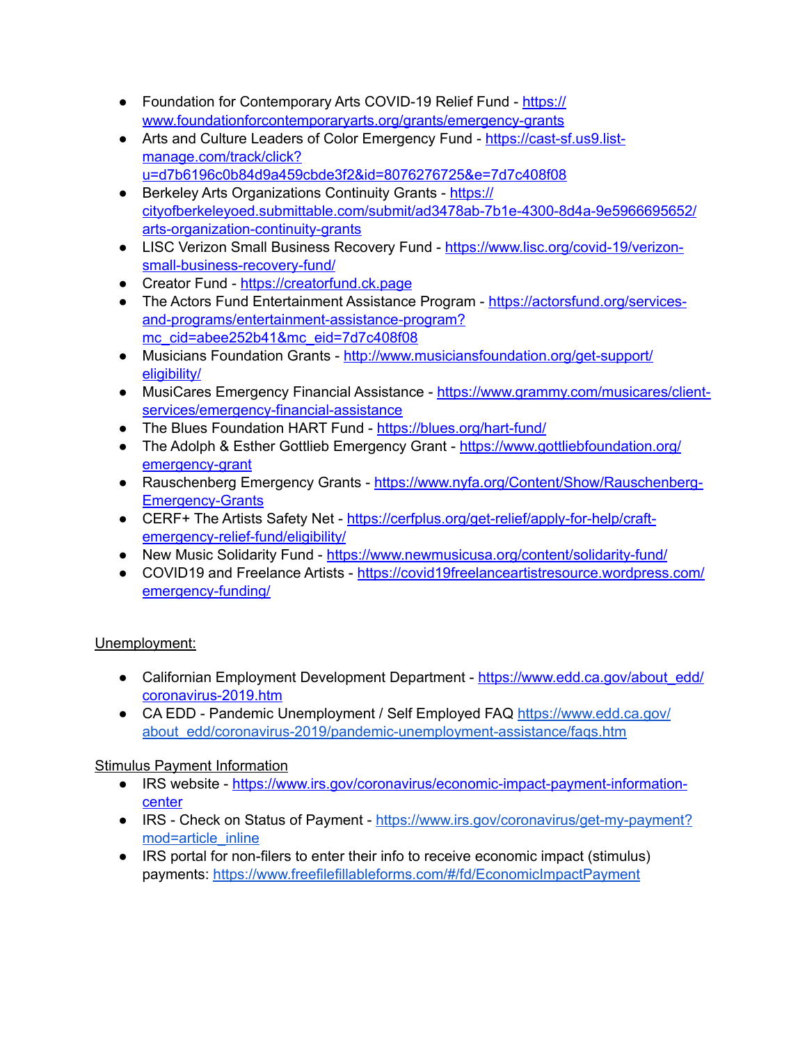- Foundation for Contemporary Arts COVID-19 Relief Fund - https://www.foundationforcontemporaryarts.org/grants/emergency-grants
- Arts and Culture Leaders of Color Emergency Fund - https://cast-sf.us9.list-manage.com/track/click?u=d7b6196c0b84d9a459cbde3f2&id=8076276725&e=7d7c408f08
- Berkeley Arts Organizations Continuity Grants - https://cityofberkeleyoed.submittable.com/submit/ad3478ab-7b1e-4300-8d4a-9e5966695652/arts-organization-continuity-grants
- LISC Verizon Small Business Recovery Fund - https://www.lisc.org/covid-19/verizon-small-business-recovery-fund/
- Creator Fund - https://creatorfund.ck.page
- The Actors Fund Entertainment Assistance Program - https://actorsfund.org/services-and-programs/entertainment-assistance-program?mc_cid=abee252b41&mc_eid=7d7c408f08
- Musicians Foundation Grants - http://www.musiciansfoundation.org/get-support/eligibility/
- MusiCares Emergency Financial Assistance - https://www.grammy.com/musicares/client-services/emergency-financial-assistance
- The Blues Foundation HART Fund - https://blues.org/hart-fund/
- The Adolph & Esther Gottlieb Emergency Grant - https://www.gottliebfoundation.org/emergency-grant
- Rauschenberg Emergency Grants - https://www.nyfa.org/Content/Show/Rauschenberg-Emergency-Grants
- CERF+ The Artists Safety Net - https://cerfplus.org/get-relief/apply-for-help/craft-emergency-relief-fund/eligibility/
- New Music Solidarity Fund - https://www.newmusicusa.org/content/solidarity-fund/
- COVID19 and Freelance Artists - https://covid19freelanceartistresource.wordpress.com/emergency-funding/

Unemployment:

- Californian Employment Development Department - https://www.edd.ca.gov/about_edd/coronavirus-2019.htm
- CA EDD - Pandemic Unemployment / Self Employed FAQ https://www.edd.ca.gov/about_edd/coronavirus-2019/pandemic-unemployment-assistance/faqs.htm

Stimulus Payment Information

- IRS website - https://www.irs.gov/coronavirus/economic-impact-payment-information-center
- IRS - Check on Status of Payment - https://www.irs.gov/coronavirus/get-my-payment?mod=article_inline
- IRS portal for non-filers to enter their info to receive economic impact (stimulus) payments: https://www.freefilefillableforms.com/#/fd/EconomicImpactPayment